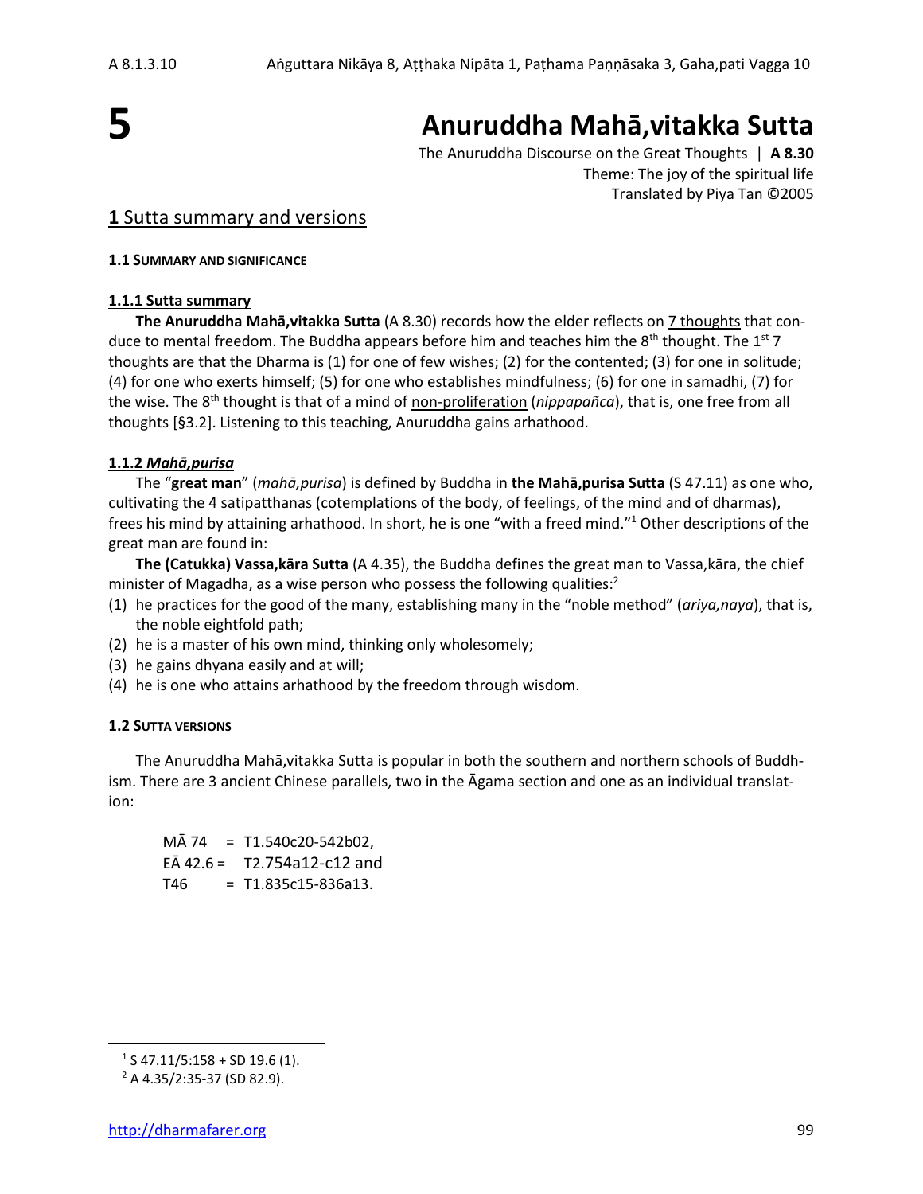# 5 Anuruddha Mahā,vitakka Sutta

The Anuruddha Discourse on the Great Thoughts | **A 8.30**
Theme: The joy of the spiritual life
Translated by Piya Tan ©2005

## **1** Sutta summary and versions

### **1.1 Summary and significance**

#### **1.1.1 Sutta summary**

**The Anuruddha Mahā,vitakka Sutta** (A 8.30) records how the elder reflects on 7 thoughts that conduce to mental freedom. The Buddha appears before him and teaches him the 8th thought. The 1st 7 thoughts are that the Dharma is (1) for one of few wishes; (2) for the contented; (3) for one in solitude; (4) for one who exerts himself; (5) for one who establishes mindfulness; (6) for one in samadhi, (7) for the wise. The 8th thought is that of a mind of non-proliferation (*nippapañca*), that is, one free from all thoughts [§3.2]. Listening to this teaching, Anuruddha gains arhathood.

#### **1.1.2 *Mahā,purisa***

The "**great man**" (*mahā,purisa*) is defined by Buddha in **the Mahā,purisa Sutta** (S 47.11) as one who, cultivating the 4 satipatthanas (cotemplations of the body, of feelings, of the mind and of dharmas), frees his mind by attaining arhathood. In short, he is one "with a freed mind."[1] Other descriptions of the great man are found in:

**The (Catukka) Vassa,kāra Sutta** (A 4.35), the Buddha defines the great man to Vassa,kāra, the chief minister of Magadha, as a wise person who possess the following qualities:[2]

(1) he practices for the good of the many, establishing many in the "noble method" (*ariya,naya*), that is, the noble eightfold path;
(2) he is a master of his own mind, thinking only wholesomely;
(3) he gains dhyana easily and at will;
(4) he is one who attains arhathood by the freedom through wisdom.

### **1.2 Sutta versions**

The Anuruddha Mahā,vitakka Sutta is popular in both the southern and northern schools of Buddhism. There are 3 ancient Chinese parallels, two in the Āgama section and one as an individual translation:

MĀ 74 = T1.540c20-542b02,
EĀ 42.6 = T2.754a12-c12 and
T46 = T1.835c15-836a13.

---

[1] S 47.11/5:158 + SD 19.6 (1).
[2] A 4.35/2:35-37 (SD 82.9).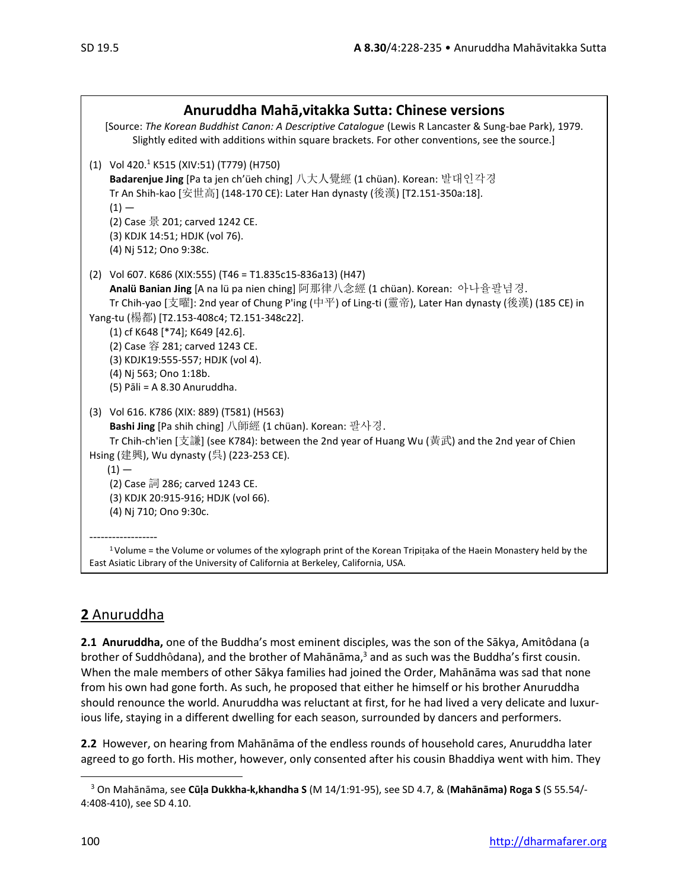## Anuruddha Mahā,vitakka Sutta: Chinese versions

[Source: *The Korean Buddhist Canon: A Descriptive Catalogue* (Lewis R Lancaster & Sung-bae Park), 1979. Slightly edited with additions within square brackets. For other conventions, see the source.]

(1) Vol 420.[1] K515 (XIV:51) (T779) (H750)
**Badarenjue Jing** [Pa ta jen ch'üeh ching] 八大人覺經 (1 chüan). Korean: 발대인각경
Tr An Shih-kao [安世高] (148-170 CE): Later Han dynasty (後漢) [T2.151-350a:18].
(1) —
(2) Case 景 201; carved 1242 CE.
(3) KDJK 14:51; HDJK (vol 76).
(4) Nj 512; Ono 9:38c.

(2) Vol 607. K686 (XIX:555) (T46 = T1.835c15-836a13) (H47)
**Analü Banian Jing** [A na lü pa nien ching] 阿那律八念經 (1 chüan). Korean: 아나율팔념경.
Tr Chih-yao [支曜]: 2nd year of Chung P'ing (中平) of Ling-ti (靈帝), Later Han dynasty (後漢) (185 CE) in Yang-tu (楊都) [T2.153-408c4; T2.151-348c22].
(1) cf K648 [*74]; K649 [42.6].
(2) Case 容 281; carved 1243 CE.
(3) KDJK19:555-557; HDJK (vol 4).
(4) Nj 563; Ono 1:18b.
(5) Pāli = A 8.30 Anuruddha.

(3) Vol 616. K786 (XIX: 889) (T581) (H563)
**Bashi Jing** [Pa shih ching] 八師經 (1 chüan). Korean: 팔사경.
Tr Chih-ch'ien [支謙] (see K784): between the 2nd year of Huang Wu (黃武) and the 2nd year of Chien Hsing (建興), Wu dynasty (呉) (223-253 CE).
(1) —
(2) Case 詞 286; carved 1243 CE.
(3) KDJK 20:915-916; HDJK (vol 66).
(4) Nj 710; Ono 9:30c.

------------------
[1] Volume = the Volume or volumes of the xylograph print of the Korean Tripiṭaka of the Haein Monastery held by the East Asiatic Library of the University of California at Berkeley, California, USA.

## 2 Anuruddha

**2.1 Anuruddha,** one of the Buddha's most eminent disciples, was the son of the Sākya, Amitôdana (a brother of Suddhôdana), and the brother of Mahānāma,[3] and as such was the Buddha's first cousin. When the male members of other Sākya families had joined the Order, Mahānāma was sad that none from his own had gone forth. As such, he proposed that either he himself or his brother Anuruddha should renounce the world. Anuruddha was reluctant at first, for he had lived a very delicate and luxurious life, staying in a different dwelling for each season, surrounded by dancers and performers.

**2.2** However, on hearing from Mahānāma of the endless rounds of household cares, Anuruddha later agreed to go forth. His mother, however, only consented after his cousin Bhaddiya went with him. They

[3] On Mahānāma, see **Cūḷa Dukkha-k,khandha S** (M 14/1:91-95), see SD 4.7, & (**Mahānāma) Roga S** (S 55.54/-4:408-410), see SD 4.10.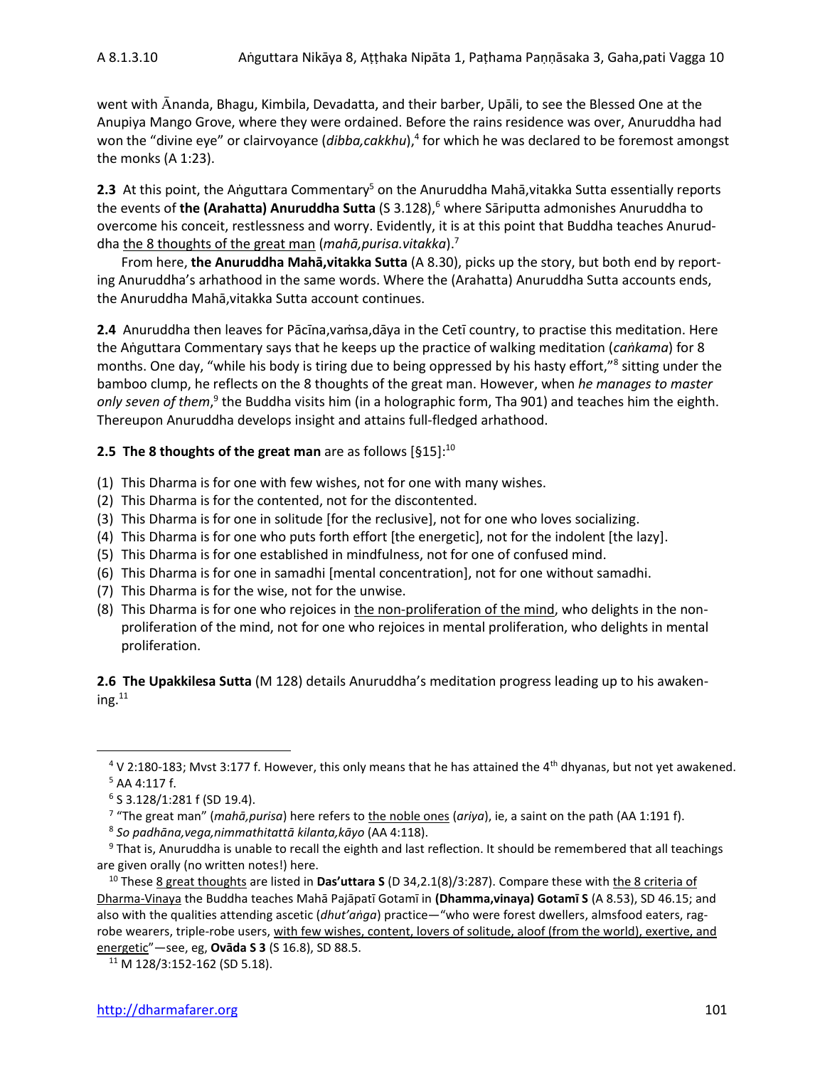went with Ānanda, Bhagu, Kimbila, Devadatta, and their barber, Upāli, to see the Blessed One at the Anupiya Mango Grove, where they were ordained. Before the rains residence was over, Anuruddha had won the "divine eye" or clairvoyance (*dibba,cakkhu*),[4] for which he was declared to be foremost amongst the monks (A 1:23).

**2.3** At this point, the Aṅguttara Commentary[5] on the Anuruddha Mahā,vitakka Sutta essentially reports the events of **the (Arahatta) Anuruddha Sutta** (S 3.128),[6] where Sāriputta admonishes Anuruddha to overcome his conceit, restlessness and worry. Evidently, it is at this point that Buddha teaches Anuruddha <u>the 8 thoughts of the great man</u> (*mahā,purisa.vitakka*).[7]

From here, **the Anuruddha Mahā,vitakka Sutta** (A 8.30), picks up the story, but both end by reporting Anuruddha's arhathood in the same words. Where the (Arahatta) Anuruddha Sutta accounts ends, the Anuruddha Mahā,vitakka Sutta account continues.

**2.4** Anuruddha then leaves for Pācīna,vaṁsa,dāya in the Cetī country, to practise this meditation. Here the Aṅguttara Commentary says that he keeps up the practice of walking meditation (*caṅkama*) for 8 months. One day, "while his body is tiring due to being oppressed by his hasty effort,"[8] sitting under the bamboo clump, he reflects on the 8 thoughts of the great man. However, when *he manages to master only seven of them*,[9] the Buddha visits him (in a holographic form, Tha 901) and teaches him the eighth. Thereupon Anuruddha develops insight and attains full-fledged arhathood.

**2.5 The 8 thoughts of the great man** are as follows [§15]:[10]

(1) This Dharma is for one with few wishes, not for one with many wishes.
(2) This Dharma is for the contented, not for the discontented.
(3) This Dharma is for one in solitude [for the reclusive], not for one who loves socializing.
(4) This Dharma is for one who puts forth effort [the energetic], not for the indolent [the lazy].
(5) This Dharma is for one established in mindfulness, not for one of confused mind.
(6) This Dharma is for one in samadhi [mental concentration], not for one without samadhi.
(7) This Dharma is for the wise, not for the unwise.
(8) This Dharma is for one who rejoices in <u>the non-proliferation of the mind</u>, who delights in the non-proliferation of the mind, not for one who rejoices in mental proliferation, who delights in mental proliferation.

**2.6 The Upakkilesa Sutta** (M 128) details Anuruddha's meditation progress leading up to his awakening.[11]

---

[4] V 2:180-183; Mvst 3:177 f. However, this only means that he has attained the 4th dhyanas, but not yet awakened.

[5] AA 4:117 f.

[6] S 3.128/1:281 f (SD 19.4).

[7] "The great man" (*mahā,purisa*) here refers to <u>the noble ones</u> (*ariya*), ie, a saint on the path (AA 1:191 f).

[8] *So padhāna,vega,nimmathitattā kilanta,kāyo* (AA 4:118).

[9] That is, Anuruddha is unable to recall the eighth and last reflection. It should be remembered that all teachings are given orally (no written notes!) here.

[10] These <u>8 great thoughts</u> are listed in **Das'uttara S** (D 34,2.1(8)/3:287). Compare these with <u>the 8 criteria of Dharma-Vinaya</u> the Buddha teaches Mahā Pajāpatī Gotamī in **(Dhamma,vinaya) Gotamī S** (A 8.53), SD 46.15; and also with the qualities attending ascetic (*dhut'aṅga*) practice—"who were forest dwellers, almsfood eaters, rag-robe wearers, triple-robe users, <u>with few wishes, content, lovers of solitude, aloof (from the world), exertive, and energetic</u>"—see, eg, **Ovāda S 3** (S 16.8), SD 88.5.

[11] M 128/3:152-162 (SD 5.18).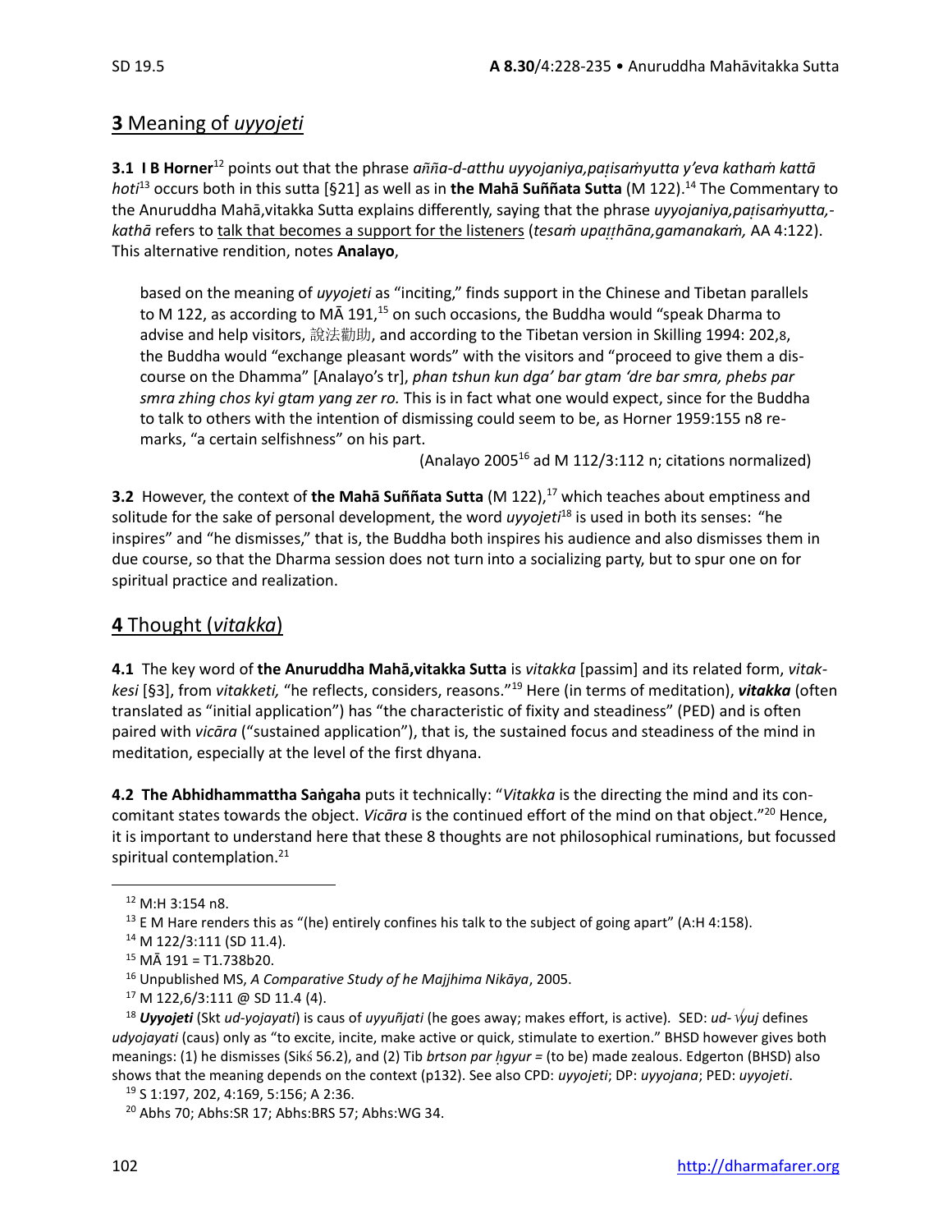## **3** Meaning of *uyyojeti*

**3.1 I B Horner**[12] points out that the phrase *añña-d-atthu uyyojaniya,paṭisaṁyutta y'eva kathaṁ kattā hoti*[13] occurs both in this sutta [§21] as well as in **the Mahā Suññata Sutta** (M 122).[14] The Commentary to the Anuruddha Mahā,vitakka Sutta explains differently, saying that the phrase *uyyojaniya,paṭisaṁyutta,-kathā* refers to talk that becomes a support for the listeners (*tesaṁ upaṭṭhāna,gamanakaṁ,* AA 4:122). This alternative rendition, notes **Analayo**,

> based on the meaning of *uyyojeti* as "inciting," finds support in the Chinese and Tibetan parallels to M 122, as according to MĀ 191,[15] on such occasions, the Buddha would "speak Dharma to advise and help visitors, 說法勸助, and according to the Tibetan version in Skilling 1994: 202,8, the Buddha would "exchange pleasant words" with the visitors and "proceed to give them a discourse on the Dhamma" [Analayo's tr], *phan tshun kun dga' bar gtam 'dre bar smra, phebs par smra zhing chos kyi gtam yang zer ro.* This is in fact what one would expect, since for the Buddha to talk to others with the intention of dismissing could seem to be, as Horner 1959:155 n8 remarks, "a certain selfishness" on his part.
>
> (Analayo 2005[16] ad M 112/3:112 n; citations normalized)

**3.2** However, the context of **the Mahā Suññata Sutta** (M 122),[17] which teaches about emptiness and solitude for the sake of personal development, the word *uyyojeti*[18] is used in both its senses: "he inspires" and "he dismisses," that is, the Buddha both inspires his audience and also dismisses them in due course, so that the Dharma session does not turn into a socializing party, but to spur one on for spiritual practice and realization.

## **4** Thought (*vitakka*)

**4.1** The key word of **the Anuruddha Mahā,vitakka Sutta** is *vitakka* [passim] and its related form, *vitakkesi* [§3], from *vitakketi,* "he reflects, considers, reasons."[19] Here (in terms of meditation), ***vitakka*** (often translated as "initial application") has "the characteristic of fixity and steadiness" (PED) and is often paired with *vicāra* ("sustained application"), that is, the sustained focus and steadiness of the mind in meditation, especially at the level of the first dhyana.

**4.2 The Abhidhammattha Saṅgaha** puts it technically: "*Vitakka* is the directing the mind and its concomitant states towards the object. *Vicāra* is the continued effort of the mind on that object."[20] Hence, it is important to understand here that these 8 thoughts are not philosophical ruminations, but focussed spiritual contemplation.[21]

---

[12] M:H 3:154 n8.

[13] E M Hare renders this as "(he) entirely confines his talk to the subject of going apart" (A:H 4:158).

[14] M 122/3:111 (SD 11.4).

[15] MĀ 191 = T1.738b20.

[16] Unpublished MS, *A Comparative Study of he Majjhima Nikāya*, 2005.

[17] M 122,6/3:111 @ SD 11.4 (4).

[18] ***Uyyojeti*** (Skt *ud-yojayati*) is caus of *uyyuñjati* (he goes away; makes effort, is active). SED: *ud-√yuj* defines *udyojayati* (caus) only as "to excite, incite, make active or quick, stimulate to exertion." BHSD however gives both meanings: (1) he dismisses (Sikś 56.2), and (2) Tib *brtson par ḥgyur* = (to be) made zealous. Edgerton (BHSD) also shows that the meaning depends on the context (p132). See also CPD: *uyyojeti*; DP: *uyyojana*; PED: *uyyojeti*.

[19] S 1:197, 202, 4:169, 5:156; A 2:36.

[20] Abhs 70; Abhs:SR 17; Abhs:BRS 57; Abhs:WG 34.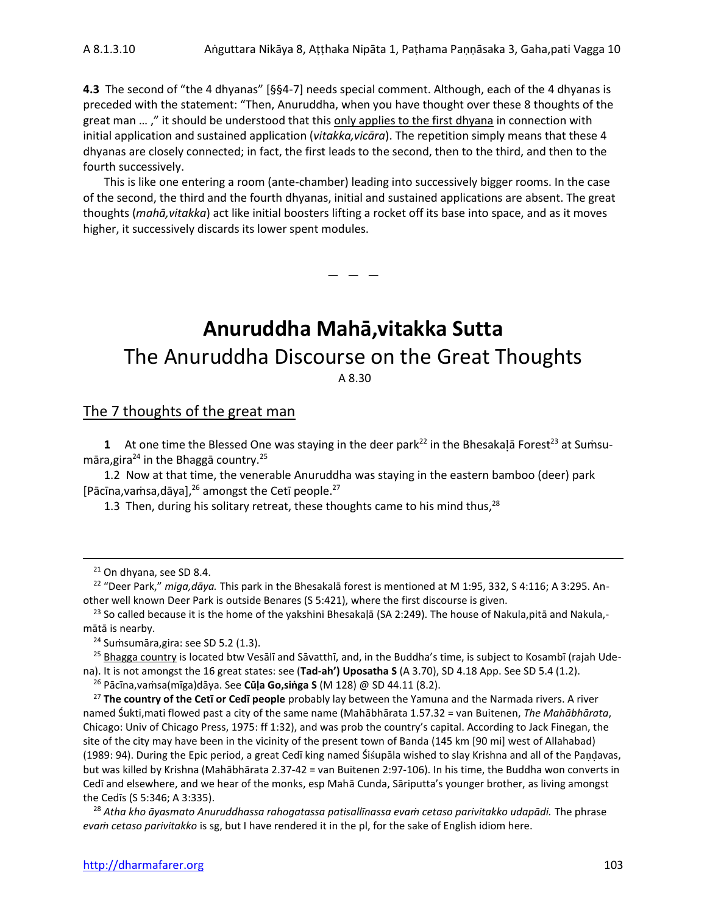**4.3** The second of "the 4 dhyanas" [§§4-7] needs special comment. Although, each of the 4 dhyanas is preceded with the statement: "Then, Anuruddha, when you have thought over these 8 thoughts of the great man … ," it should be understood that this only applies to the first dhyana in connection with initial application and sustained application (*vitakka,vicāra*). The repetition simply means that these 4 dhyanas are closely connected; in fact, the first leads to the second, then to the third, and then to the fourth successively.

This is like one entering a room (ante-chamber) leading into successively bigger rooms. In the case of the second, the third and the fourth dhyanas, initial and sustained applications are absent. The great thoughts (*mahā,vitakka*) act like initial boosters lifting a rocket off its base into space, and as it moves higher, it successively discards its lower spent modules.

— — —

# Anuruddha Mahā,vitakka Sutta

## The Anuruddha Discourse on the Great Thoughts

A 8.30

### The 7 thoughts of the great man

**1** At one time the Blessed One was staying in the deer park[22] in the Bhesakaḷā Forest[23] at Suṁsumāra,gira[24] in the Bhaggā country.[25]

1.2 Now at that time, the venerable Anuruddha was staying in the eastern bamboo (deer) park [Pācīna,vaṁsa,dāya],[26] amongst the Cetī people.[27]

1.3 Then, during his solitary retreat, these thoughts came to his mind thus,[28]

---

[21] On dhyana, see SD 8.4.

[22] "Deer Park," *miga,dāya.* This park in the Bhesakalā forest is mentioned at M 1:95, 332, S 4:116; A 3:295. Another well known Deer Park is outside Benares (S 5:421), where the first discourse is given.

[23] So called because it is the home of the yakshini Bhesakaḷā (SA 2:249). The house of Nakula,pitā and Nakula,mātā is nearby.

[24] Suṁsumāra,gira: see SD 5.2 (1.3).

[25] Bhagga country is located btw Vesālī and Sāvatthī, and, in the Buddha's time, is subject to Kosambī (rajah Udena). It is not amongst the 16 great states: see (**Tad-ah') Uposatha S** (A 3.70), SD 4.18 App. See SD 5.4 (1.2).

[26] Pācīna,vaṁsa(mīga)dāya. See **Cūḷa Go,siṅga S** (M 128) @ SD 44.11 (8.2).

[27] **The country of the Cetī or Cedī people** probably lay between the Yamuna and the Narmada rivers. A river named Śukti,mati flowed past a city of the same name (Mahābhārata 1.57.32 = van Buitenen, *The Mahābhārata*, Chicago: Univ of Chicago Press, 1975: ff 1:32), and was prob the country's capital. According to Jack Finegan, the site of the city may have been in the vicinity of the present town of Banda (145 km [90 mi] west of Allahabad) (1989: 94). During the Epic period, a great Cedī king named Śiśupāla wished to slay Krishna and all of the Paṇḍavas, but was killed by Krishna (Mahābhārata 2.37-42 = van Buitenen 2:97-106). In his time, the Buddha won converts in Cedī and elsewhere, and we hear of the monks, esp Mahā Cunda, Sāriputta's younger brother, as living amongst the Cedīs (S 5:346; A 3:335).

[28] *Atha kho āyasmato Anuruddhassa rahogatassa patisallīnassa evaṁ cetaso parivitakko udapādi.* The phrase *evaṁ cetaso parivitakko* is sg, but I have rendered it in the pl, for the sake of English idiom here.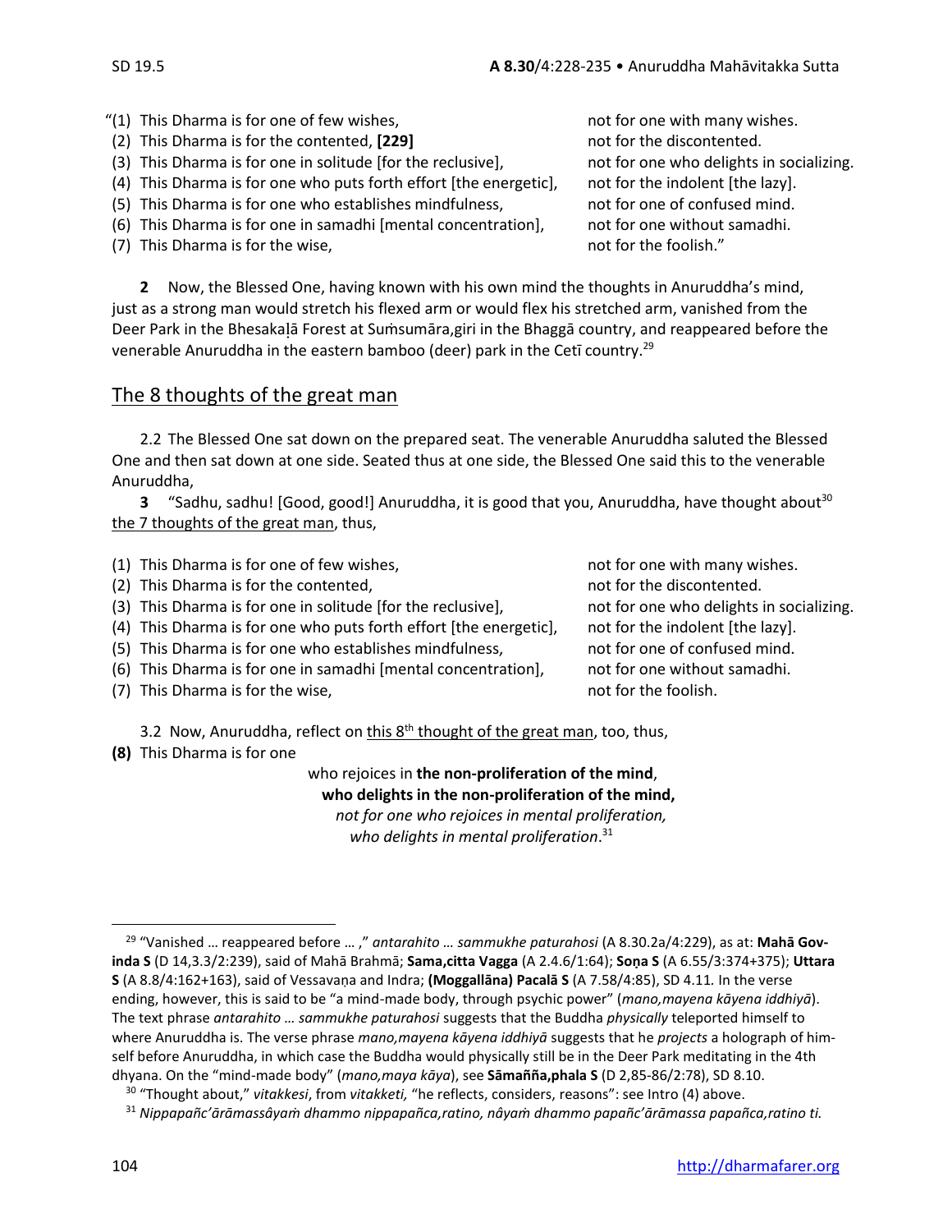"(1) This Dharma is for one of few wishes, not for one with many wishes.
(2) This Dharma is for the contented, **[229]** not for the discontented.
(3) This Dharma is for one in solitude [for the reclusive], not for one who delights in socializing.
(4) This Dharma is for one who puts forth effort [the energetic], not for the indolent [the lazy].
(5) This Dharma is for one who establishes mindfulness, not for one of confused mind.
(6) This Dharma is for one in samadhi [mental concentration], not for one without samadhi.
(7) This Dharma is for the wise, not for the foolish."

**2** Now, the Blessed One, having known with his own mind the thoughts in Anuruddha's mind, just as a strong man would stretch his flexed arm or would flex his stretched arm, vanished from the Deer Park in the Bhesakaḷā Forest at Suṁsumāra,giri in the Bhaggā country, and reappeared before the venerable Anuruddha in the eastern bamboo (deer) park in the Cetī country.[29]

## The 8 thoughts of the great man

2.2 The Blessed One sat down on the prepared seat. The venerable Anuruddha saluted the Blessed One and then sat down at one side. Seated thus at one side, the Blessed One said this to the venerable Anuruddha,

**3** "Sadhu, sadhu! [Good, good!] Anuruddha, it is good that you, Anuruddha, have thought about[30] the 7 thoughts of the great man, thus,

(1) This Dharma is for one of few wishes, not for one with many wishes.
(2) This Dharma is for the contented, not for the discontented.
(3) This Dharma is for one in solitude [for the reclusive], not for one who delights in socializing.
(4) This Dharma is for one who puts forth effort [the energetic], not for the indolent [the lazy].
(5) This Dharma is for one who establishes mindfulness, not for one of confused mind.
(6) This Dharma is for one in samadhi [mental concentration], not for one without samadhi.
(7) This Dharma is for the wise, not for the foolish.

3.2 Now, Anuruddha, reflect on this 8th thought of the great man, too, thus,

**(8)** This Dharma is for one
who rejoices in **the non-proliferation of the mind**,
**who delights in the non-proliferation of the mind,**
*not for one who rejoices in mental proliferation,*
*who delights in mental proliferation*.[31]

---

[29] "Vanished … reappeared before … ," *antarahito … sammukhe paturahosi* (A 8.30.2a/4:229), as at: **Mahā Govinda S** (D 14,3.3/2:239), said of Mahā Brahmā; **Sama,citta Vagga** (A 2.4.6/1:64); **Soṇa S** (A 6.55/3:374+375); **Uttara S** (A 8.8/4:162+163), said of Vessavaṇa and Indra; **(Moggallāna) Pacalā S** (A 7.58/4:85), SD 4.11. In the verse ending, however, this is said to be "a mind-made body, through psychic power" (*mano,mayena kāyena iddhiyā*). The text phrase *antarahito … sammukhe paturahosi* suggests that the Buddha *physically* teleported himself to where Anuruddha is. The verse phrase *mano,mayena kāyena iddhiyā* suggests that he *projects* a holograph of himself before Anuruddha, in which case the Buddha would physically still be in the Deer Park meditating in the 4th dhyana. On the "mind-made body" (*mano,maya kāya*), see **Sāmañña,phala S** (D 2,85-86/2:78), SD 8.10.

[30] "Thought about," *vitakkesi*, from *vitakketi,* "he reflects, considers, reasons": see Intro (4) above.

[31] *Nippapañc'ārāmassâyaṁ dhammo nippapañca,ratino, nâyaṁ dhammo papañc'ārāmassa papañca,ratino ti.*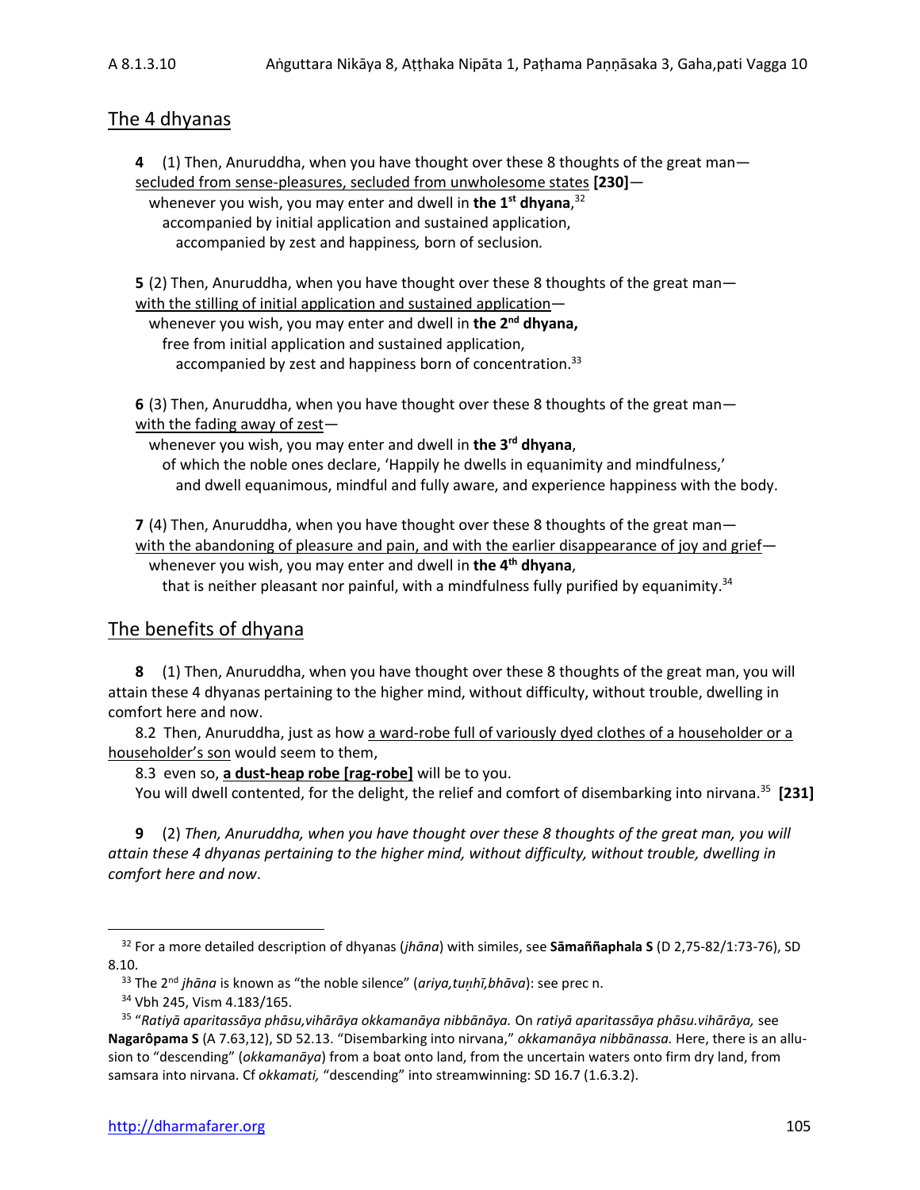## The 4 dhyanas

**4** (1) Then, Anuruddha, when you have thought over these 8 thoughts of the great man—
secluded from sense-pleasures, secluded from unwholesome states **[230]**—
whenever you wish, you may enter and dwell in **the 1st dhyana**,[32]
accompanied by initial application and sustained application,
accompanied by zest and happiness*,* born of seclusion*.*

**5** (2) Then, Anuruddha, when you have thought over these 8 thoughts of the great man—
with the stilling of initial application and sustained application—
whenever you wish, you may enter and dwell in **the 2nd dhyana,**
free from initial application and sustained application,
accompanied by zest and happiness born of concentration.[33]

**6** (3) Then, Anuruddha, when you have thought over these 8 thoughts of the great man—
with the fading away of zest—
whenever you wish, you may enter and dwell in **the 3rd dhyana**,
of which the noble ones declare, 'Happily he dwells in equanimity and mindfulness,'
and dwell equanimous, mindful and fully aware, and experience happiness with the body.

**7** (4) Then, Anuruddha, when you have thought over these 8 thoughts of the great man—
with the abandoning of pleasure and pain, and with the earlier disappearance of joy and grief—
whenever you wish, you may enter and dwell in **the 4th dhyana**,
that is neither pleasant nor painful, with a mindfulness fully purified by equanimity.[34]

## The benefits of dhyana

**8** (1) Then, Anuruddha, when you have thought over these 8 thoughts of the great man, you will attain these 4 dhyanas pertaining to the higher mind, without difficulty, without trouble, dwelling in comfort here and now.

8.2 Then, Anuruddha, just as how a ward-robe full of variously dyed clothes of a householder or a householder's son would seem to them,

8.3 even so, **a dust-heap robe [rag-robe]** will be to you.
You will dwell contented, for the delight, the relief and comfort of disembarking into nirvana.[35] **[231]**

**9** (2) *Then, Anuruddha, when you have thought over these 8 thoughts of the great man, you will attain these 4 dhyanas pertaining to the higher mind, without difficulty, without trouble, dwelling in comfort here and now*.

---

[32] For a more detailed description of dhyanas (*jhāna*) with similes, see **Sāmaññaphala S** (D 2,75-82/1:73-76), SD 8.10.

[33] The 2nd *jhāna* is known as "the noble silence" (*ariya,tuṇhī,bhāva*): see prec n.

[34] Vbh 245, Vism 4.183/165.

[35] "*Ratiyā aparitassāya phāsu,vihārāya okkamanāya nibbānāya.* On *ratiyā aparitassāya phāsu.vihārāya,* see **Nagarôpama S** (A 7.63,12), SD 52.13. "Disembarking into nirvana," *okkamanāya nibbānassa.* Here, there is an allusion to "descending" (*okkamanāya*) from a boat onto land, from the uncertain waters onto firm dry land, from samsara into nirvana. Cf *okkamati,* "descending" into streamwinning: SD 16.7 (1.6.3.2).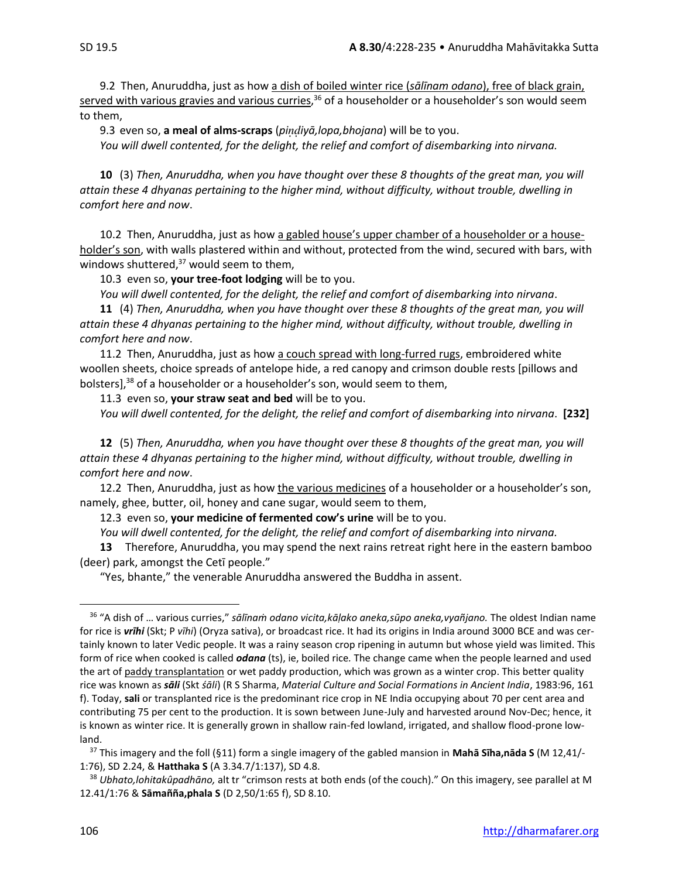9.2 Then, Anuruddha, just as how <u>a dish of boiled winter rice (*sālīnam odano*), free of black grain, served with various gravies and various curries</u>,[36] of a householder or a householder's son would seem to them,

9.3 even so, **a meal of alms-scraps** (*piṇḍiyā,lopa,bhojana*) will be to you.

*You will dwell contented, for the delight, the relief and comfort of disembarking into nirvana.*

**10** (3) *Then, Anuruddha, when you have thought over these 8 thoughts of the great man, you will attain these 4 dhyanas pertaining to the higher mind, without difficulty, without trouble, dwelling in comfort here and now*.

10.2 Then, Anuruddha, just as how <u>a gabled house's upper chamber of a householder or a householder's son</u>, with walls plastered within and without, protected from the wind, secured with bars, with windows shuttered,[37] would seem to them,

10.3 even so, **your tree-foot lodging** will be to you.

*You will dwell contented, for the delight, the relief and comfort of disembarking into nirvana*.

**11** (4) *Then, Anuruddha, when you have thought over these 8 thoughts of the great man, you will attain these 4 dhyanas pertaining to the higher mind, without difficulty, without trouble, dwelling in comfort here and now*.

11.2 Then, Anuruddha, just as how <u>a couch spread with long-furred rugs</u>, embroidered white woollen sheets, choice spreads of antelope hide, a red canopy and crimson double rests [pillows and bolsters],[38] of a householder or a householder's son, would seem to them,

11.3 even so, **your straw seat and bed** will be to you.

*You will dwell contented, for the delight, the relief and comfort of disembarking into nirvana*. **[232]**

**12** (5) *Then, Anuruddha, when you have thought over these 8 thoughts of the great man, you will attain these 4 dhyanas pertaining to the higher mind, without difficulty, without trouble, dwelling in comfort here and now*.

12.2 Then, Anuruddha, just as how <u>the various medicines</u> of a householder or a householder's son, namely, ghee, butter, oil, honey and cane sugar, would seem to them,

12.3 even so, **your medicine of fermented cow's urine** will be to you.

*You will dwell contented, for the delight, the relief and comfort of disembarking into nirvana.*

**13** Therefore, Anuruddha, you may spend the next rains retreat right here in the eastern bamboo (deer) park, amongst the Cetī people."

"Yes, bhante," the venerable Anuruddha answered the Buddha in assent.

---

[36] "A dish of … various curries," *sālīnaṁ odano vicita,kāḷako aneka,sūpo aneka,vyañjano.* The oldest Indian name for rice is ***vrīhi*** (Skt; P *vīhi*) (Oryza sativa), or broadcast rice. It had its origins in India around 3000 BCE and was certainly known to later Vedic people. It was a rainy season crop ripening in autumn but whose yield was limited. This form of rice when cooked is called ***odana*** (ts), ie, boiled rice. The change came when the people learned and used the art of <u>paddy transplantation</u> or wet paddy production, which was grown as a winter crop. This better quality rice was known as ***sāli*** (Skt *śāli*) (R S Sharma, *Material Culture and Social Formations in Ancient India*, 1983:96, 161 f). Today, **sali** or transplanted rice is the predominant rice crop in NE India occupying about 70 per cent area and contributing 75 per cent to the production. It is sown between June-July and harvested around Nov-Dec; hence, it is known as winter rice. It is generally grown in shallow rain-fed lowland, irrigated, and shallow flood-prone lowland.

[37] This imagery and the foll (§11) form a single imagery of the gabled mansion in **Mahā Sīha,nāda S** (M 12,41/-1:76), SD 2.24, & **Hatthaka S** (A 3.34.7/1:137), SD 4.8.

[38] *Ubhato,lohitakûpadhāno,* alt tr "crimson rests at both ends (of the couch)." On this imagery, see parallel at M 12.41/1:76 & **Sāmañña,phala S** (D 2,50/1:65 f), SD 8.10.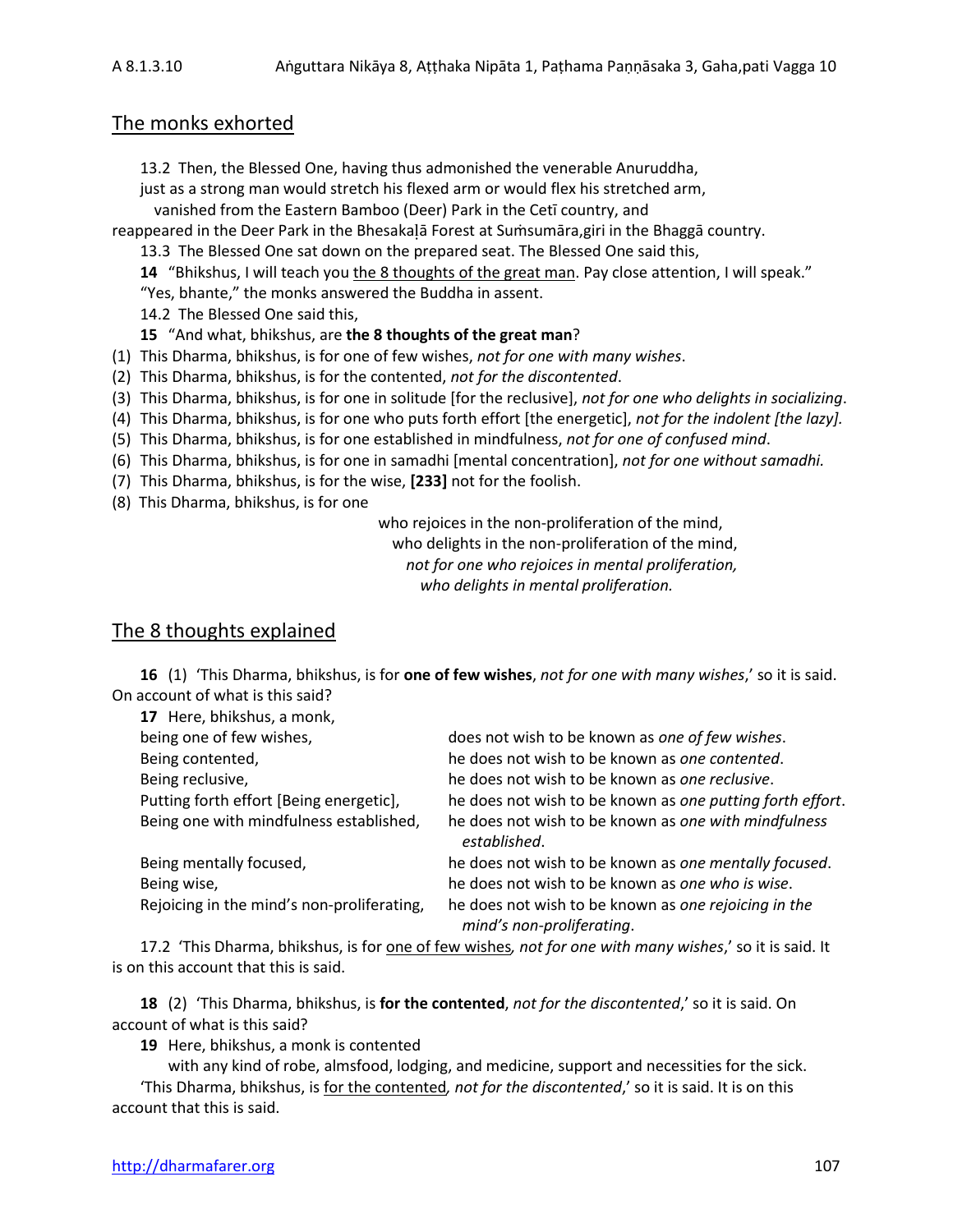## The monks exhorted

13.2 Then, the Blessed One, having thus admonished the venerable Anuruddha,
just as a strong man would stretch his flexed arm or would flex his stretched arm,
vanished from the Eastern Bamboo (Deer) Park in the Cetī country, and
reappeared in the Deer Park in the Bhesakaḷā Forest at Suṁsumāra,giri in the Bhaggā country.

13.3 The Blessed One sat down on the prepared seat. The Blessed One said this,

**14** "Bhikshus, I will teach you the 8 thoughts of the great man. Pay close attention, I will speak."
"Yes, bhante," the monks answered the Buddha in assent.

14.2 The Blessed One said this,

**15** "And what, bhikshus, are **the 8 thoughts of the great man**?

(1) This Dharma, bhikshus, is for one of few wishes, *not for one with many wishes*.
(2) This Dharma, bhikshus, is for the contented, *not for the discontented*.
(3) This Dharma, bhikshus, is for one in solitude [for the reclusive], *not for one who delights in socializing*.
(4) This Dharma, bhikshus, is for one who puts forth effort [the energetic], *not for the indolent [the lazy].*
(5) This Dharma, bhikshus, is for one established in mindfulness, *not for one of confused mind*.
(6) This Dharma, bhikshus, is for one in samadhi [mental concentration], *not for one without samadhi.*
(7) This Dharma, bhikshus, is for the wise, **[233]** not for the foolish.
(8) This Dharma, bhikshus, is for one
who rejoices in the non-proliferation of the mind,
who delights in the non-proliferation of the mind,
*not for one who rejoices in mental proliferation,*
*who delights in mental proliferation.*

## The 8 thoughts explained

**16** (1) 'This Dharma, bhikshus, is for **one of few wishes**, *not for one with many wishes*,' so it is said. On account of what is this said?

**17** Here, bhikshus, a monk,

| | |
|---|---|
| being one of few wishes, | does not wish to be known as *one of few wishes*. |
| Being contented, | he does not wish to be known as *one contented*. |
| Being reclusive, | he does not wish to be known as *one reclusive*. |
| Putting forth effort [Being energetic], | he does not wish to be known as *one putting forth effort*. |
| Being one with mindfulness established, | he does not wish to be known as *one with mindfulness established*. |
| Being mentally focused, | he does not wish to be known as *one mentally focused*. |
| Being wise, | he does not wish to be known as *one who is wise*. |
| Rejoicing in the mind's non-proliferating, | he does not wish to be known as *one rejoicing in the mind's non-proliferating*. |

17.2 'This Dharma, bhikshus, is for one of few wishes*, not for one with many wishes*,' so it is said. It is on this account that this is said.

**18** (2) 'This Dharma, bhikshus, is **for the contented**, *not for the discontented*,' so it is said. On account of what is this said?

**19** Here, bhikshus, a monk is contented
with any kind of robe, almsfood, lodging, and medicine, support and necessities for the sick.
'This Dharma, bhikshus, is for the contented*, not for the discontented*,' so it is said. It is on this account that this is said.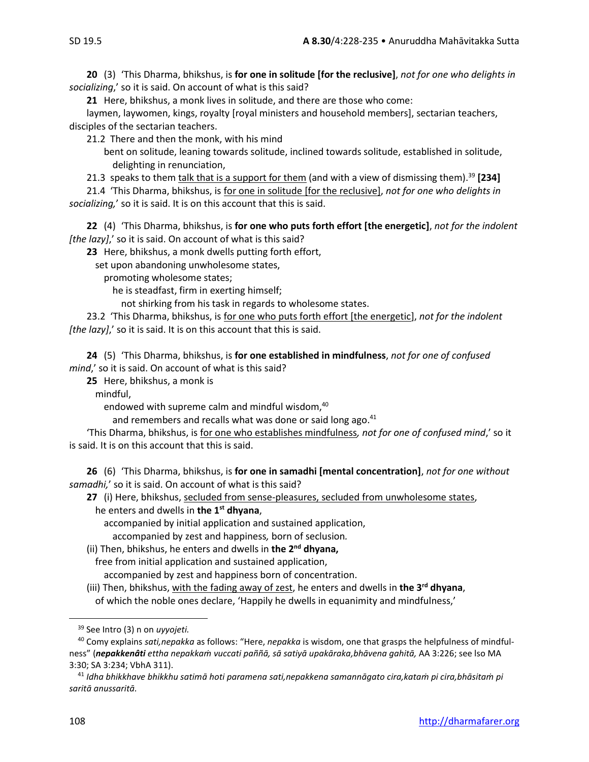**20** (3) 'This Dharma, bhikshus, is **for one in solitude [for the reclusive]**, *not for one who delights in socializing*,' so it is said. On account of what is this said?

**21** Here, bhikshus, a monk lives in solitude, and there are those who come:

laymen, laywomen, kings, royalty [royal ministers and household members], sectarian teachers, disciples of the sectarian teachers.

21.2 There and then the monk, with his mind

bent on solitude, leaning towards solitude, inclined towards solitude, established in solitude, delighting in renunciation,

21.3 speaks to them talk that is a support for them (and with a view of dismissing them).[39] **[234]**

21.4 'This Dharma, bhikshus, is for one in solitude [for the reclusive], *not for one who delights in socializing,*' so it is said. It is on this account that this is said.

**22** (4) 'This Dharma, bhikshus, is **for one who puts forth effort [the energetic]**, *not for the indolent [the lazy]*,' so it is said. On account of what is this said?

**23** Here, bhikshus, a monk dwells putting forth effort,

set upon abandoning unwholesome states,

promoting wholesome states;

he is steadfast, firm in exerting himself;

not shirking from his task in regards to wholesome states.

23.2 'This Dharma, bhikshus, is for one who puts forth effort [the energetic], *not for the indolent [the lazy]*,' so it is said. It is on this account that this is said.

**24** (5) 'This Dharma, bhikshus, is **for one established in mindfulness**, *not for one of confused mind*,' so it is said. On account of what is this said?

**25** Here, bhikshus, a monk is

mindful,

endowed with supreme calm and mindful wisdom,[40]

and remembers and recalls what was done or said long ago.[41]

'This Dharma, bhikshus, is for one who establishes mindfulness*, not for one of confused mind*,' so it is said. It is on this account that this is said.

**26** (6) 'This Dharma, bhikshus, is **for one in samadhi [mental concentration]**, *not for one without samadhi,*' so it is said. On account of what is this said?

**27** (i) Here, bhikshus, secluded from sense-pleasures, secluded from unwholesome states,

he enters and dwells in **the 1st dhyana**,

accompanied by initial application and sustained application,

accompanied by zest and happiness*,* born of seclusion*.*

(ii) Then, bhikshus, he enters and dwells in **the 2nd dhyana,**

free from initial application and sustained application,

accompanied by zest and happiness born of concentration.

(iii) Then, bhikshus, with the fading away of zest, he enters and dwells in **the 3rd dhyana**,

of which the noble ones declare, 'Happily he dwells in equanimity and mindfulness,'

---

[39] See Intro (3) n on *uyyojeti.*

[40] Comy explains *sati,nepakka* as follows: "Here, *nepakka* is wisdom, one that grasps the helpfulness of mindfulness" (***nepakkenâti*** *ettha nepakkaṁ vuccati paññā, sā satiyā upakāraka,bhāvena gahitā,* AA 3:226; see lso MA 3:30; SA 3:234; VbhA 311).

[41] *Idha bhikkhave bhikkhu satimā hoti paramena sati,nepakkena samannāgato cira,kataṁ pi cira,bhāsitaṁ pi saritā anussaritā.*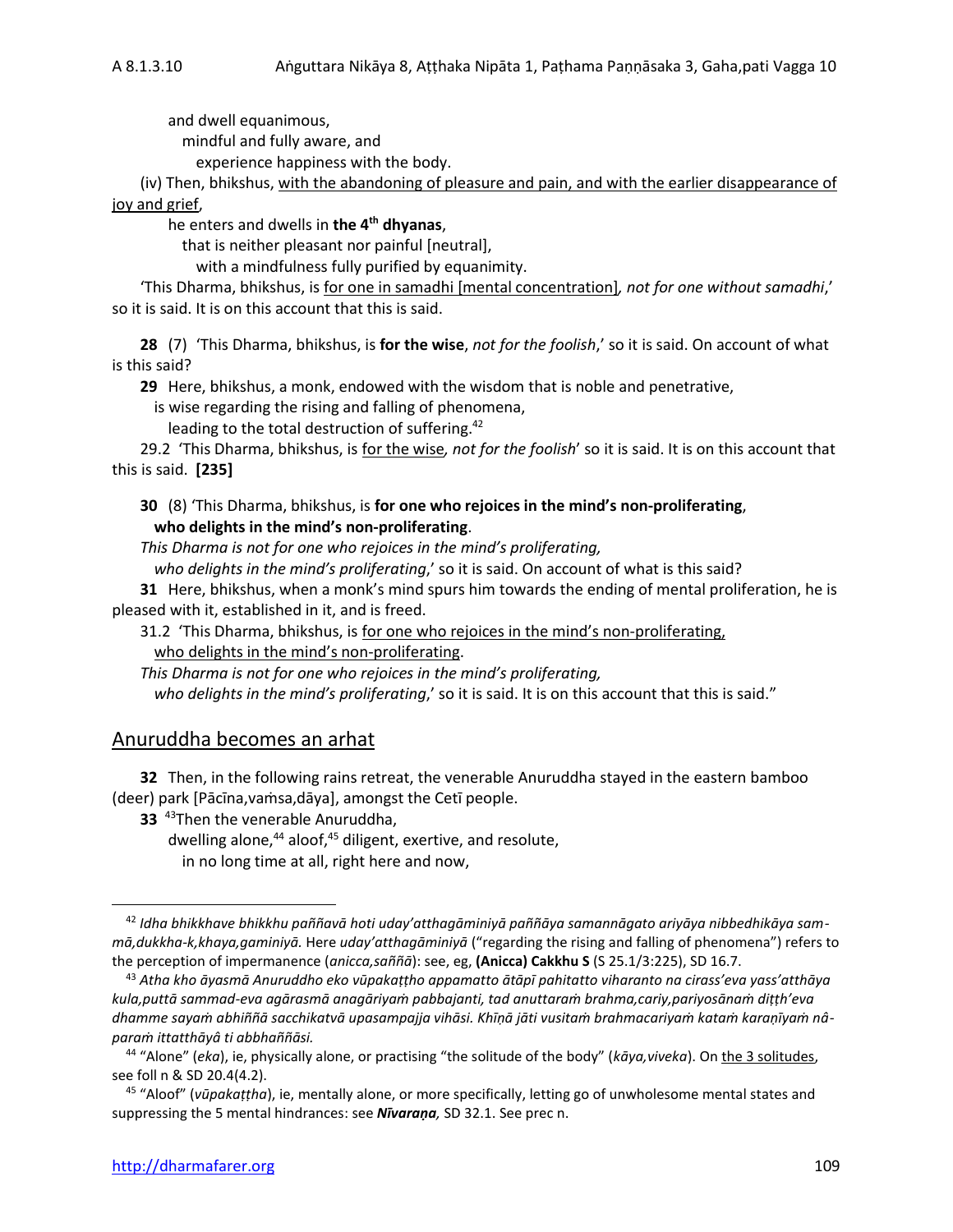and dwell equanimous,

mindful and fully aware, and

experience happiness with the body.

(iv) Then, bhikshus, <u>with the abandoning of pleasure and pain, and with the earlier disappearance of joy and grief</u>,

he enters and dwells in **the 4th dhyanas**,

that is neither pleasant nor painful [neutral],

with a mindfulness fully purified by equanimity.

'This Dharma, bhikshus, is <u>for one in samadhi [mental concentration]</u>, *not for one without samadhi*,' so it is said. It is on this account that this is said.

**28** (7) 'This Dharma, bhikshus, is **for the wise**, *not for the foolish*,' so it is said. On account of what is this said?

**29** Here, bhikshus, a monk, endowed with the wisdom that is noble and penetrative,

is wise regarding the rising and falling of phenomena,

leading to the total destruction of suffering.[42]

29.2 'This Dharma, bhikshus, is <u>for the wise</u>, *not for the foolish*' so it is said. It is on this account that this is said. **[235]**

**30** (8) 'This Dharma, bhikshus, is **for one who rejoices in the mind's non-proliferating**, **who delights in the mind's non-proliferating**.

*This Dharma is not for one who rejoices in the mind's proliferating,*

*who delights in the mind's proliferating*,' so it is said. On account of what is this said?

**31** Here, bhikshus, when a monk's mind spurs him towards the ending of mental proliferation, he is pleased with it, established in it, and is freed.

31.2 'This Dharma, bhikshus, is <u>for one who rejoices in the mind's non-proliferating,</u> <u>who delights in the mind's non-proliferating</u>.

*This Dharma is not for one who rejoices in the mind's proliferating,*

*who delights in the mind's proliferating*,' so it is said. It is on this account that this is said."

## Anuruddha becomes an arhat

**32** Then, in the following rains retreat, the venerable Anuruddha stayed in the eastern bamboo (deer) park [Pācīna,vaṁsa,dāya], amongst the Cetī people.

**33** [43]Then the venerable Anuruddha,

dwelling alone,[44] aloof,[45] diligent, exertive, and resolute,

in no long time at all, right here and now,

---

[42] *Idha bhikkhave bhikkhu paññavā hoti uday'atthagāminiyā paññāya samannāgato ariyāya nibbedhikāya sammā,dukkha-k,khaya,gaminiyā.* Here *uday'atthagāminiyā* ("regarding the rising and falling of phenomena") refers to the perception of impermanence (*anicca,saññā*): see, eg, **(Anicca) Cakkhu S** (S 25.1/3:225), SD 16.7.

[43] *Atha kho āyasmā Anuruddho eko vūpakaṭṭho appamatto ātāpī pahitatto viharanto na cirass'eva yass'atthāya kula,puttā sammad-eva agārasmā anagāriyaṁ pabbajanti, tad anuttaraṁ brahma,cariy,pariyosānaṁ diṭṭh'eva dhamme sayaṁ abhiññā sacchikatvā upasampajja vihāsi. Khīṇā jāti vusitaṁ brahmacariyaṁ kataṁ karaṇīyaṁ nâparaṁ ittatthāyâ ti abbhaññāsi.*

[44] "Alone" (*eka*), ie, physically alone, or practising "the solitude of the body" (*kāya,viveka*). On <u>the 3 solitudes</u>, see foll n & SD 20.4(4.2).

[45] "Aloof" (*vūpakaṭṭha*), ie, mentally alone, or more specifically, letting go of unwholesome mental states and suppressing the 5 mental hindrances: see ***Nīvaraṇa***, SD 32.1. See prec n.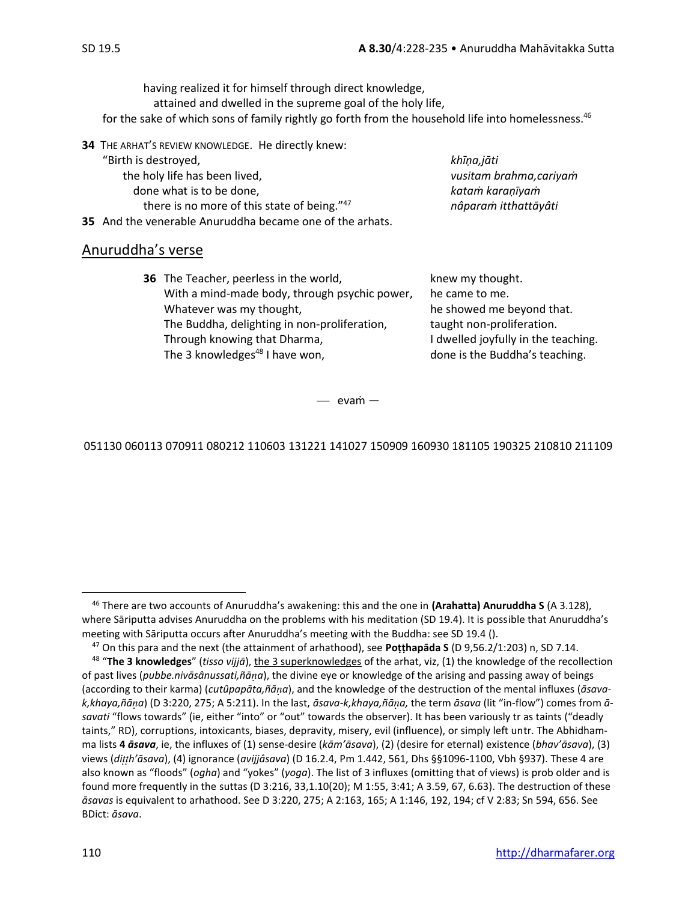having realized it for himself through direct knowledge,
attained and dwelled in the supreme goal of the holy life,
for the sake of which sons of family rightly go forth from the household life into homelessness.[46]

**34** THE ARHAT'S REVIEW KNOWLEDGE. He directly knew:

| | |
|---|---|
| "Birth is destroyed, | *khīṇa,jāti* |
| the holy life has been lived, | *vusitam brahma,cariyaṁ* |
| done what is to be done, | *kataṁ karaṇīyaṁ* |
| there is no more of this state of being."[47] | *nâparaṁ itthattāyâti* |

**35** And the venerable Anuruddha became one of the arhats.

## Anuruddha's verse

**36** The Teacher, peerless in the world, knew my thought.
With a mind-made body, through psychic power, he came to me.
Whatever was my thought, he showed me beyond that.
The Buddha, delighting in non-proliferation, taught non-proliferation.
Through knowing that Dharma, I dwelled joyfully in the teaching.
The 3 knowledges[48] I have won, done is the Buddha's teaching.

— evaṁ —

051130 060113 070911 080212 110603 131221 141027 150909 160930 181105 190325 210810 211109

---

[46] There are two accounts of Anuruddha's awakening: this and the one in **(Arahatta) Anuruddha S** (A 3.128), where Sāriputta advises Anuruddha on the problems with his meditation (SD 19.4). It is possible that Anuruddha's meeting with Sāriputta occurs after Anuruddha's meeting with the Buddha: see SD 19.4 ().

[47] On this para and the next (the attainment of arhathood), see **Poṭṭhapāda S** (D 9,56.2/1:203) n, SD 7.14.

[48] "**The 3 knowledges**" (*tisso vijjā*), the 3 superknowledges of the arhat, viz, (1) the knowledge of the recollection of past lives (*pubbe.nivāsânussati,ñāṇa*), the divine eye or knowledge of the arising and passing away of beings (according to their karma) (*cutûpapāta,ñāṇa*), and the knowledge of the destruction of the mental influxes (*āsava-k,khaya,ñāṇa*) (D 3:220, 275; A 5:211). In the last, *āsava-k,khaya,ñāṇa,* the term *āsava* (lit "in-flow") comes from *ā-savati* "flows towards" (ie, either "into" or "out" towards the observer). It has been variously tr as taints ("deadly taints," RD), corruptions, intoxicants, biases, depravity, misery, evil (influence), or simply left untr. The Abhidhamma lists **4 *āsava***, ie, the influxes of (1) sense-desire (*kām'āsava*), (2) (desire for eternal) existence (*bhav'āsava*), (3) views (*diṭṭh'āsava*), (4) ignorance (*avijjâsava*) (D 16.2.4, Pm 1.442, 561, Dhs §§1096-1100, Vbh §937). These 4 are also known as "floods" (*ogha*) and "yokes" (*yoga*). The list of 3 influxes (omitting that of views) is prob older and is found more frequently in the suttas (D 3:216, 33,1.10(20); M 1:55, 3:41; A 3.59, 67, 6.63). The destruction of these *āsavas* is equivalent to arhathood. See D 3:220, 275; A 2:163, 165; A 1:146, 192, 194; cf V 2:83; Sn 594, 656. See BDict: *āsava*.